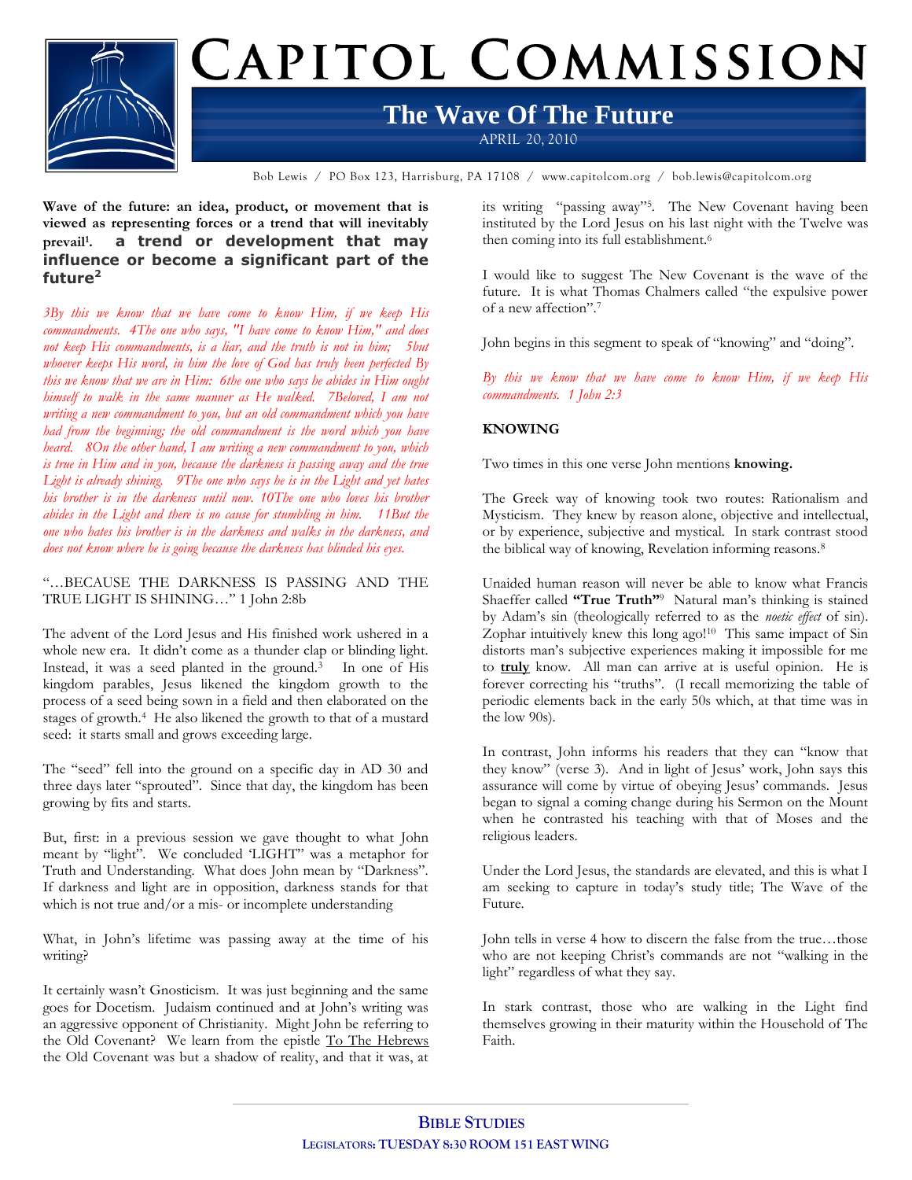# CAPITOL COMMISSION

## The Wave Of The Future

APRIL 20, 2010

Bob Lewis / PO Box 123, Harrisburg, PA 17108 / www.capitolcom.org / bob.lewis@capitolcom.org

**Wave of the future: an idea, product, or movement that is viewed as representing forces or a trend that will inevitably prevail[1]. a trend or development that may influence or become a significant part of the future[2]**

*3By this we know that we have come to know Him, if we keep His commandments. 4The one who says, "I have come to know Him," and does not keep His commandments, is a liar, and the truth is not in him; 5but whoever keeps His word, in him the love of God has truly been perfected By this we know that we are in Him: 6the one who says he abides in Him ought himself to walk in the same manner as He walked. 7Beloved, I am not writing a new commandment to you, but an old commandment which you have had from the beginning; the old commandment is the word which you have heard. 8On the other hand, I am writing a new commandment to you, which is true in Him and in you, because the darkness is passing away and the true Light is already shining. 9The one who says he is in the Light and yet hates his brother is in the darkness until now. 10The one who loves his brother abides in the Light and there is no cause for stumbling in him. 11But the one who hates his brother is in the darkness and walks in the darkness, and does not know where he is going because the darkness has blinded his eyes.*

"…BECAUSE THE DARKNESS IS PASSING AND THE TRUE LIGHT IS SHINING…" 1 John 2:8b

The advent of the Lord Jesus and His finished work ushered in a whole new era. It didn't come as a thunder clap or blinding light. Instead, it was a seed planted in the ground.[3] In one of His kingdom parables, Jesus likened the kingdom growth to the process of a seed being sown in a field and then elaborated on the stages of growth.[4] He also likened the growth to that of a mustard seed: it starts small and grows exceeding large.

The "seed" fell into the ground on a specific day in AD 30 and three days later "sprouted". Since that day, the kingdom has been growing by fits and starts.

But, first: in a previous session we gave thought to what John meant by "light". We concluded 'LIGHT" was a metaphor for Truth and Understanding. What does John mean by "Darkness". If darkness and light are in opposition, darkness stands for that which is not true and/or a mis- or incomplete understanding

What, in John's lifetime was passing away at the time of his writing?

It certainly wasn't Gnosticism. It was just beginning and the same goes for Docetism. Judaism continued and at John's writing was an aggressive opponent of Christianity. Might John be referring to the Old Covenant? We learn from the epistle To The Hebrews the Old Covenant was but a shadow of reality, and that it was, at its writing "passing away"[5]. The New Covenant having been instituted by the Lord Jesus on his last night with the Twelve was then coming into its full establishment.[6]

I would like to suggest The New Covenant is the wave of the future. It is what Thomas Chalmers called "the expulsive power of a new affection".[7]

John begins in this segment to speak of "knowing" and "doing".

*By this we know that we have come to know Him, if we keep His commandments. 1 John 2:3*

**KNOWING**

Two times in this one verse John mentions **knowing.**

The Greek way of knowing took two routes: Rationalism and Mysticism. They knew by reason alone, objective and intellectual, or by experience, subjective and mystical. In stark contrast stood the biblical way of knowing, Revelation informing reasons.[8]

Unaided human reason will never be able to know what Francis Shaeffer called **"True Truth"**[9] Natural man's thinking is stained by Adam's sin (theologically referred to as the *noetic effect* of sin). Zophar intuitively knew this long ago![10] This same impact of Sin distorts man's subjective experiences making it impossible for me to **truly** know. All man can arrive at is useful opinion. He is forever correcting his "truths". (I recall memorizing the table of periodic elements back in the early 50s which, at that time was in the low 90s).

In contrast, John informs his readers that they can "know that they know" (verse 3). And in light of Jesus' work, John says this assurance will come by virtue of obeying Jesus' commands. Jesus began to signal a coming change during his Sermon on the Mount when he contrasted his teaching with that of Moses and the religious leaders.

Under the Lord Jesus, the standards are elevated, and this is what I am seeking to capture in today's study title; The Wave of the Future.

John tells in verse 4 how to discern the false from the true…those who are not keeping Christ's commands are not "walking in the light" regardless of what they say.

In stark contrast, those who are walking in the Light find themselves growing in their maturity within the Household of The Faith.

**BIBLE STUDIES**

**LEGISLATORS: TUESDAY 8:30 ROOM 151 EAST WING**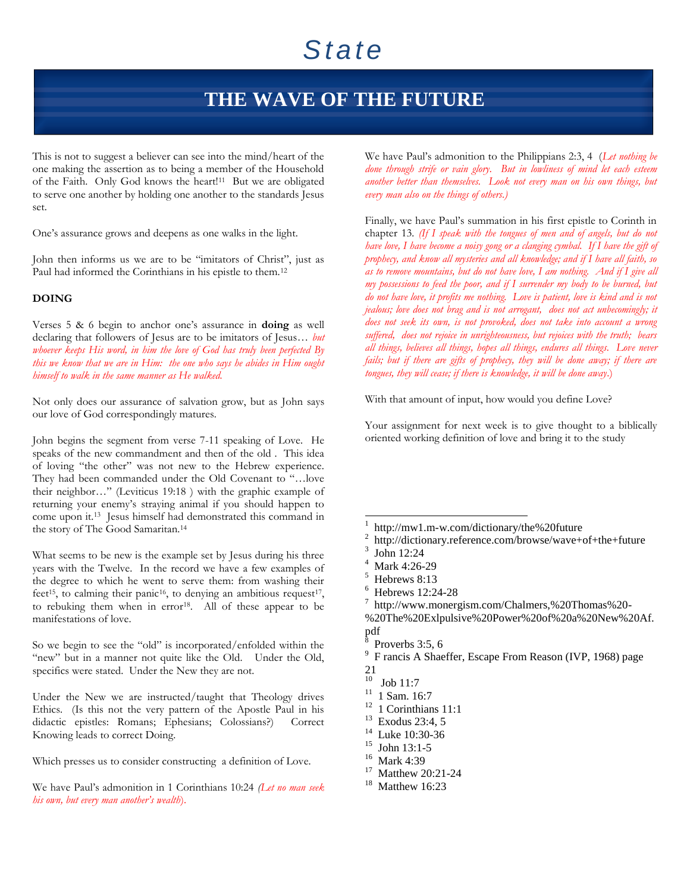# State

## THE WAVE OF THE FUTURE

This is not to suggest a believer can see into the mind/heart of the one making the assertion as to being a member of the Household of the Faith. Only God knows the heart![11] But we are obligated to serve one another by holding one another to the standards Jesus set.

One's assurance grows and deepens as one walks in the light.

John then informs us we are to be "imitators of Christ", just as Paul had informed the Corinthians in his epistle to them.[12]

**DOING**

Verses 5 & 6 begin to anchor one's assurance in **doing** as well declaring that followers of Jesus are to be imitators of Jesus… *but whoever keeps His word, in him the love of God has truly been perfected By this we know that we are in Him: the one who says he abides in Him ought himself to walk in the same manner as He walked.*

Not only does our assurance of salvation grow, but as John says our love of God correspondingly matures.

John begins the segment from verse 7-11 speaking of Love. He speaks of the new commandment and then of the old . This idea of loving "the other" was not new to the Hebrew experience. They had been commanded under the Old Covenant to "…love their neighbor…" (Leviticus 19:18 ) with the graphic example of returning your enemy's straying animal if you should happen to come upon it.[13] Jesus himself had demonstrated this command in the story of The Good Samaritan.[14]

What seems to be new is the example set by Jesus during his three years with the Twelve. In the record we have a few examples of the degree to which he went to serve them: from washing their feet[15], to calming their panic[16], to denying an ambitious request[17], to rebuking them when in error[18]. All of these appear to be manifestations of love.

So we begin to see the "old" is incorporated/enfolded within the "new" but in a manner not quite like the Old. Under the Old, specifics were stated. Under the New they are not.

Under the New we are instructed/taught that Theology drives Ethics. (Is this not the very pattern of the Apostle Paul in his didactic epistles: Romans; Ephesians; Colossians?) Correct Knowing leads to correct Doing.

Which presses us to consider constructing a definition of Love.

We have Paul's admonition in 1 Corinthians 10:24 *(Let no man seek his own, but every man another's wealth*).

We have Paul's admonition to the Philippians 2:3, 4 (*Let nothing be done through strife or vain glory. But in lowliness of mind let each esteem another better than themselves. Look not every man on his own things, but every man also on the things of others.)*

Finally, we have Paul's summation in his first epistle to Corinth in chapter 13. *(If I speak with the tongues of men and of angels, but do not have love, I have become a noisy gong or a clanging cymbal. If I have the gift of prophecy, and know all mysteries and all knowledge; and if I have all faith, so as to remove mountains, but do not have love, I am nothing. And if I give all my possessions to feed the poor, and if I surrender my body to be burned, but do not have love, it profits me nothing. Love is patient, love is kind and is not jealous; love does not brag and is not arrogant, does not act unbecomingly; it does not seek its own, is not provoked, does not take into account a wrong suffered, does not rejoice in unrighteousness, but rejoices with the truth; bears all things, believes all things, hopes all things, endures all things. Love never fails; but if there are gifts of prophecy, they will be done away; if there are tongues, they will cease; if there is knowledge, it will be done away*.)

With that amount of input, how would you define Love?

Your assignment for next week is to give thought to a biblically oriented working definition of love and bring it to the study

---

1 http://mw1.m-w.com/dictionary/the%20future
2 http://dictionary.reference.com/browse/wave+of+the+future
3 John 12:24
4 Mark 4:26-29
5 Hebrews 8:13
6 Hebrews 12:24-28
7 http://www.monergism.com/Chalmers,%20Thomas%20-%20The%20Exlpulsive%20Power%20of%20a%20New%20Af.pdf
8 Proverbs 3:5, 6
9 F rancis A Shaeffer, Escape From Reason (IVP, 1968) page 21
10 Job 11:7
11 1 Sam. 16:7
12 1 Corinthians 11:1
13 Exodus 23:4, 5
14 Luke 10:30-36
15 John 13:1-5
16 Mark 4:39
17 Matthew 20:21-24
18 Matthew 16:23